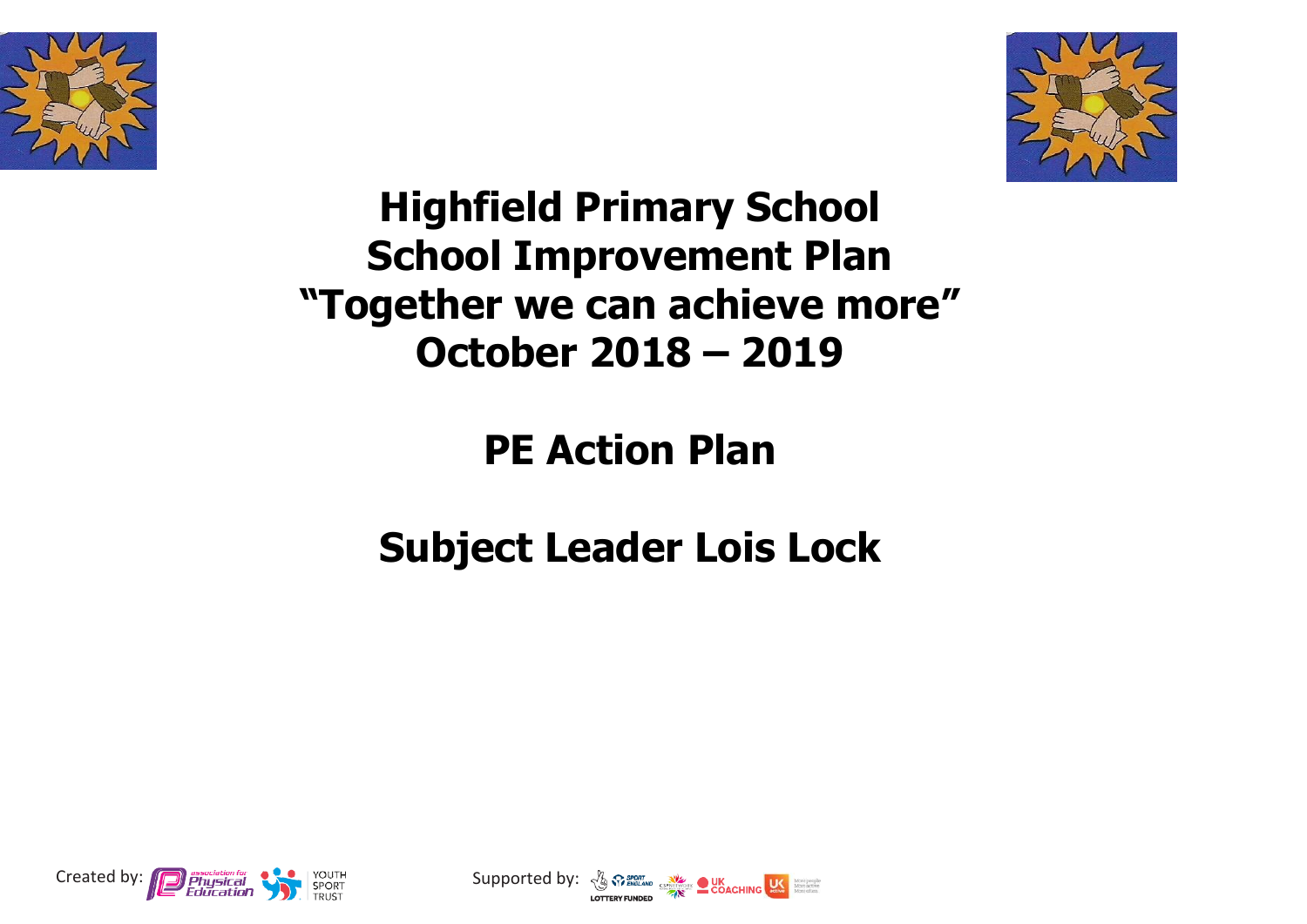# Highfield Primary School
# School Improvement Plan
# "Together we can achieve more"
# October 2018 – 2019

## PE Action Plan

## Subject Leader Lois Lock

Created by: association for Physical Education, Youth Sport Trust

Supported by: Sport England, Lottery Funded, CSPNetwork, UK Coaching, UK Active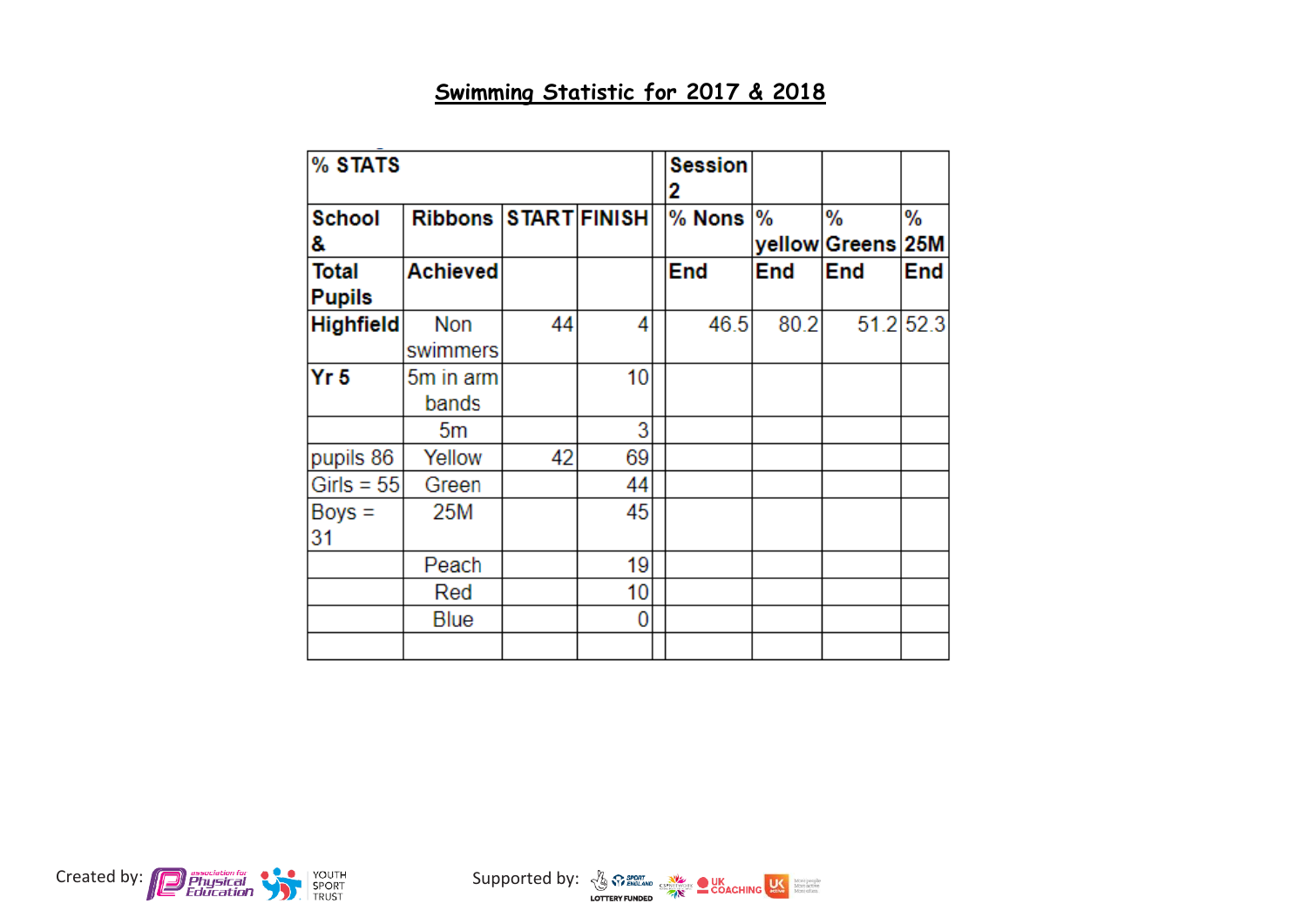## Swimming Statistic for 2017 & 2018

| % STATS | | | | Session 2 | | | |
|---|---|---|---|---|---|---|---|
| School & | Ribbons | START | FINISH | % Nons | % yellow | % Greens | % 25M |
| Total Pupils | Achieved | | | End | End | End | End |
| Highfield | Non swimmers | 44 | 4 | 46.5 | 80.2 | 51.2 | 52.3 |
| Yr 5 | 5m in arm bands | | 10 | | | | |
| | 5m | | 3 | | | | |
| pupils 86 | Yellow | 42 | 69 | | | | |
| Girls = 55 | Green | | 44 | | | | |
| Boys = 31 | 25M | | 45 | | | | |
| | Peach | | 19 | | | | |
| | Red | | 10 | | | | |
| | Blue | | 0 | | | | |
| | | | | | | | |

Created by: Association for Physical Education, Youth Sport Trust

Supported by: Sport England (Lottery Funded), CSPNetwork, UK Coaching, UK Active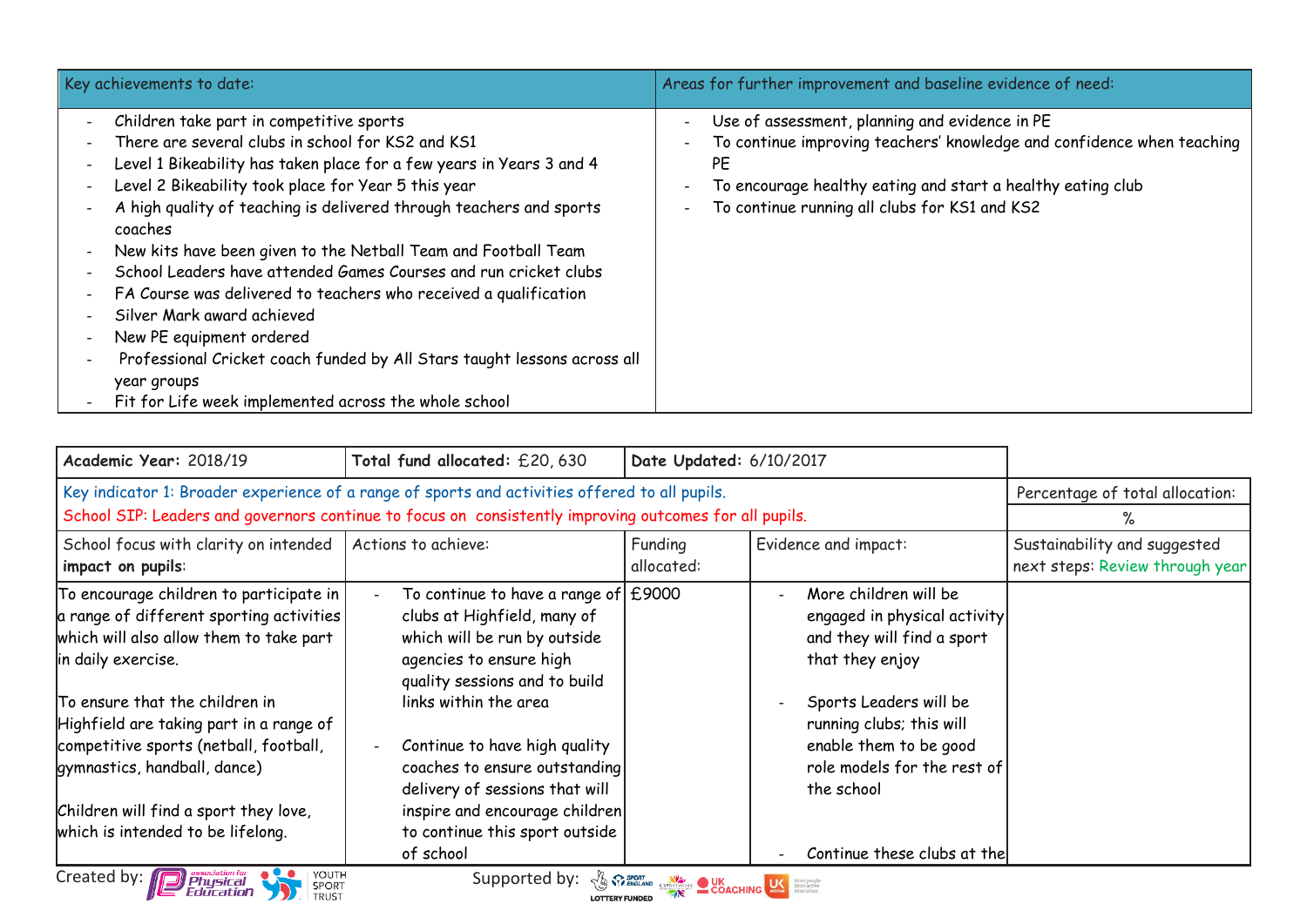| Key achievements to date: | Areas for further improvement and baseline evidence of need: |
|---|---|
| - Children take part in competitive sports<br>- There are several clubs in school for KS2 and KS1<br>- Level 1 Bikeability has taken place for a few years in Years 3 and 4<br>- Level 2 Bikeability took place for Year 5 this year<br>- A high quality of teaching is delivered through teachers and sports coaches<br>- New kits have been given to the Netball Team and Football Team<br>- School Leaders have attended Games Courses and run cricket clubs<br>- FA Course was delivered to teachers who received a qualification<br>- Silver Mark award achieved<br>- New PE equipment ordered<br>- Professional Cricket coach funded by All Stars taught lessons across all year groups<br>- Fit for Life week implemented across the whole school | - Use of assessment, planning and evidence in PE<br>- To continue improving teachers' knowledge and confidence when teaching PE<br>- To encourage healthy eating and start a healthy eating club<br>- To continue running all clubs for KS1 and KS2 |

| **Academic Year:** 2018/19 | **Total fund allocated:** £20, 630 | **Date Updated:** 6/10/2017 | | |
|---|---|---|---|---|
| Key indicator 1: Broader experience of a range of sports and activities offered to all pupils.<br>School SIP: Leaders and governors continue to focus on consistently improving outcomes for all pupils. | | | | Percentage of total allocation:<br>% |
| School focus with clarity on intended **impact on pupils**: | Actions to achieve: | Funding allocated: | Evidence and impact: | Sustainability and suggested next steps: Review through year |
| To encourage children to participate in a range of different sporting activities which will also allow them to take part in daily exercise.<br><br>To ensure that the children in Highfield are taking part in a range of competitive sports (netball, football, gymnastics, handball, dance)<br><br>Children will find a sport they love, which is intended to be lifelong. | - To continue to have a range of clubs at Highfield, many of which will be run by outside agencies to ensure high quality sessions and to build links within the area<br><br>- Continue to have high quality coaches to ensure outstanding delivery of sessions that will inspire and encourage children to continue this sport outside of school | £9000 | - More children will be engaged in physical activity and they will find a sport that they enjoy<br><br>- Sports Leaders will be running clubs; this will enable them to be good role models for the rest of the school<br><br>- Continue these clubs at the | |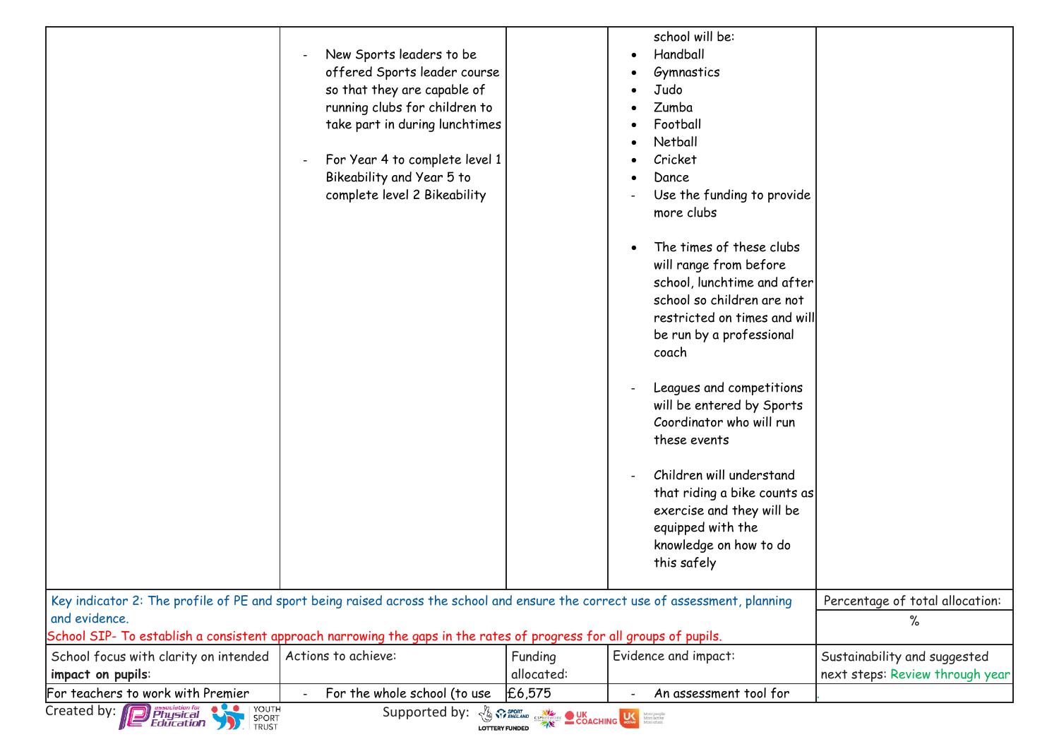| | | | | |
|---|---|---|---|---|
| | - New Sports leaders to be offered Sports leader course so that they are capable of running clubs for children to take part in during lunchtimes<br><br>- For Year 4 to complete level 1 Bikeability and Year 5 to complete level 2 Bikeability | | school will be:<br>• Handball<br>• Gymnastics<br>• Judo<br>• Zumba<br>• Football<br>• Netball<br>• Cricket<br>• Dance<br>- Use the funding to provide more clubs<br><br>• The times of these clubs will range from before school, lunchtime and after school so children are not restricted on times and will be run by a professional coach<br><br>- Leagues and competitions will be entered by Sports Coordinator who will run these events<br><br>- Children will understand that riding a bike counts as exercise and they will be equipped with the knowledge on how to do this safely | |

| | | | | |
|---|---|---|---|---|
| Key indicator 2: The profile of PE and sport being raised across the school and ensure the correct use of assessment, planning and evidence.<br>School SIP- To establish a consistent approach narrowing the gaps in the rates of progress for all groups of pupils. | | | | Percentage of total allocation:<br>% |
| School focus with clarity on intended **impact on pupils**: | Actions to achieve: | Funding allocated: | Evidence and impact: | Sustainability and suggested next steps: Review through year |
| For teachers to work with Premier | - For the whole school (to use | £6,575 | - An assessment tool for | . |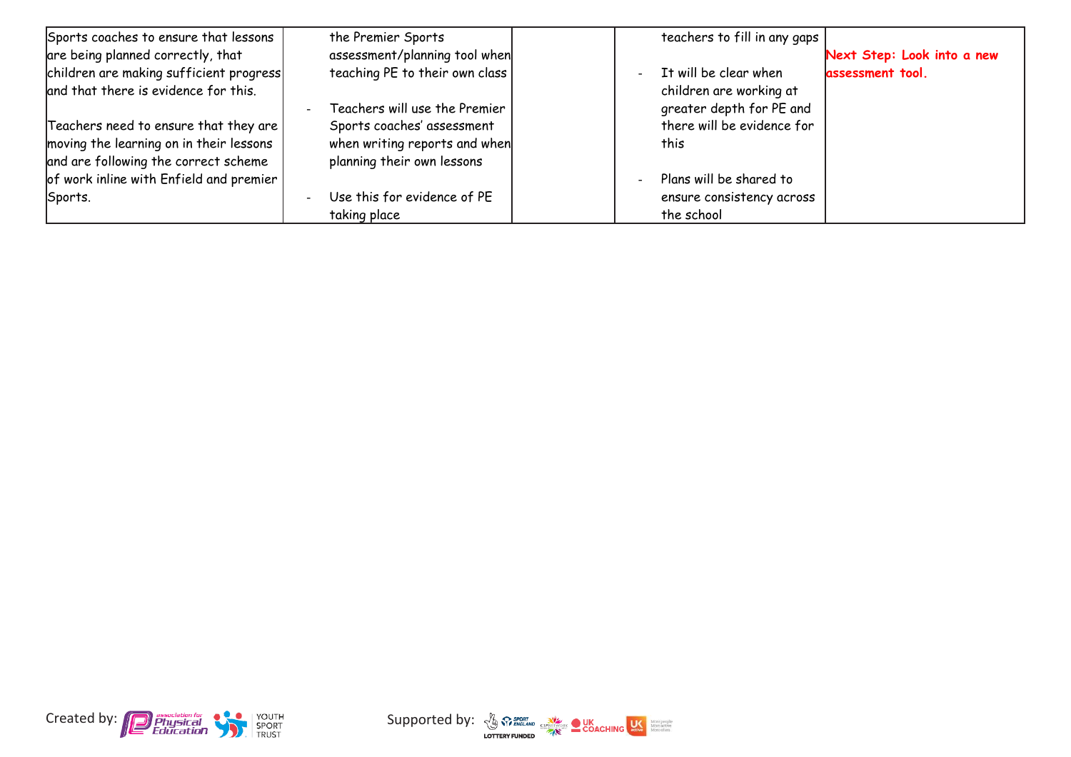| | | | | |
|---|---|---|---|---|
| Sports coaches to ensure that lessons are being planned correctly, that children are making sufficient progress and that there is evidence for this.<br><br>Teachers need to ensure that they are moving the learning on in their lessons and are following the correct scheme of work inline with Enfield and premier Sports. | the Premier Sports assessment/planning tool when teaching PE to their own class<br><br>- Teachers will use the Premier Sports coaches' assessment when writing reports and when planning their own lessons<br><br>- Use this for evidence of PE taking place | | teachers to fill in any gaps<br><br>- It will be clear when children are working at greater depth for PE and there will be evidence for this<br><br>- Plans will be shared to ensure consistency across the school | **Next Step: Look into a new assessment tool.** |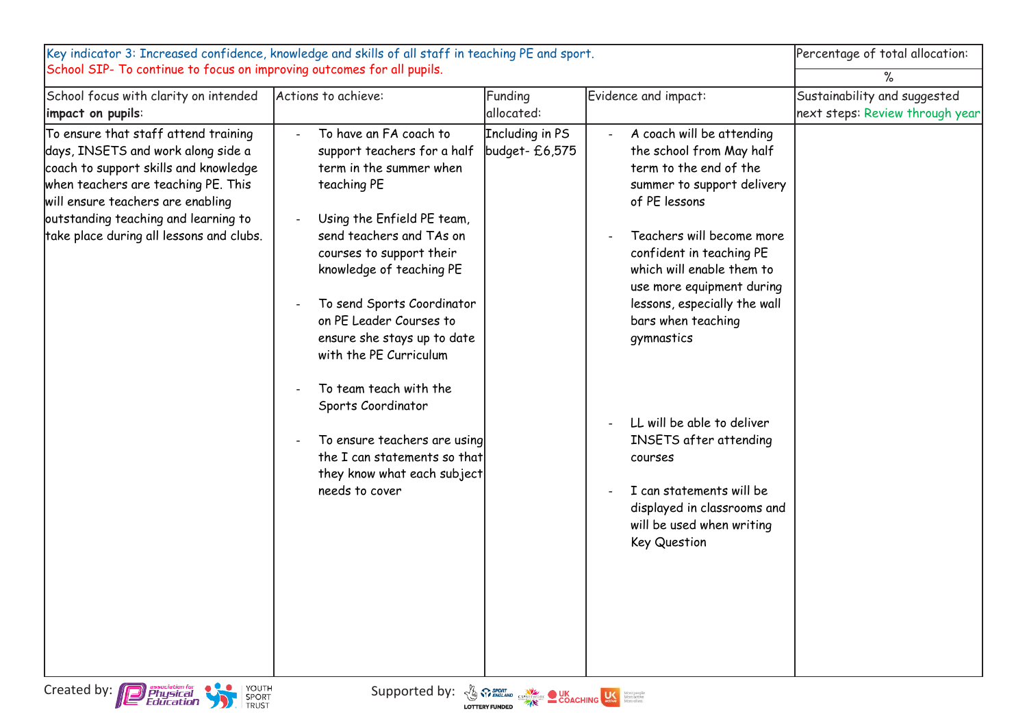| Key indicator 3: Increased confidence, knowledge and skills of all staff in teaching PE and sport.<br>School SIP- To continue to focus on improving outcomes for all pupils. | | | | Percentage of total allocation:<br>% |
|---|---|---|---|---|
| School focus with clarity on intended **impact on pupils**: | Actions to achieve: | Funding allocated: | Evidence and impact: | Sustainability and suggested next steps: Review through year |
| To ensure that staff attend training days, INSETS and work along side a coach to support skills and knowledge when teachers are teaching PE. This will ensure teachers are enabling outstanding teaching and learning to take place during all lessons and clubs. | - To have an FA coach to support teachers for a half term in the summer when teaching PE<br><br>- Using the Enfield PE team, send teachers and TAs on courses to support their knowledge of teaching PE<br><br>- To send Sports Coordinator on PE Leader Courses to ensure she stays up to date with the PE Curriculum<br><br>- To team teach with the Sports Coordinator<br><br>- To ensure teachers are using the I can statements so that they know what each subject needs to cover | Including in PS budget- £6,575 | - A coach will be attending the school from May half term to the end of the summer to support delivery of PE lessons<br><br>- Teachers will become more confident in teaching PE which will enable them to use more equipment during lessons, especially the wall bars when teaching gymnastics<br><br>- LL will be able to deliver INSETS after attending courses<br><br>- I can statements will be displayed in classrooms and will be used when writing Key Question | |

Created by: association for Physical Education, Youth Sport Trust

Supported by: Sport England Lottery Funded, CSP Network, UK Coaching, UK Active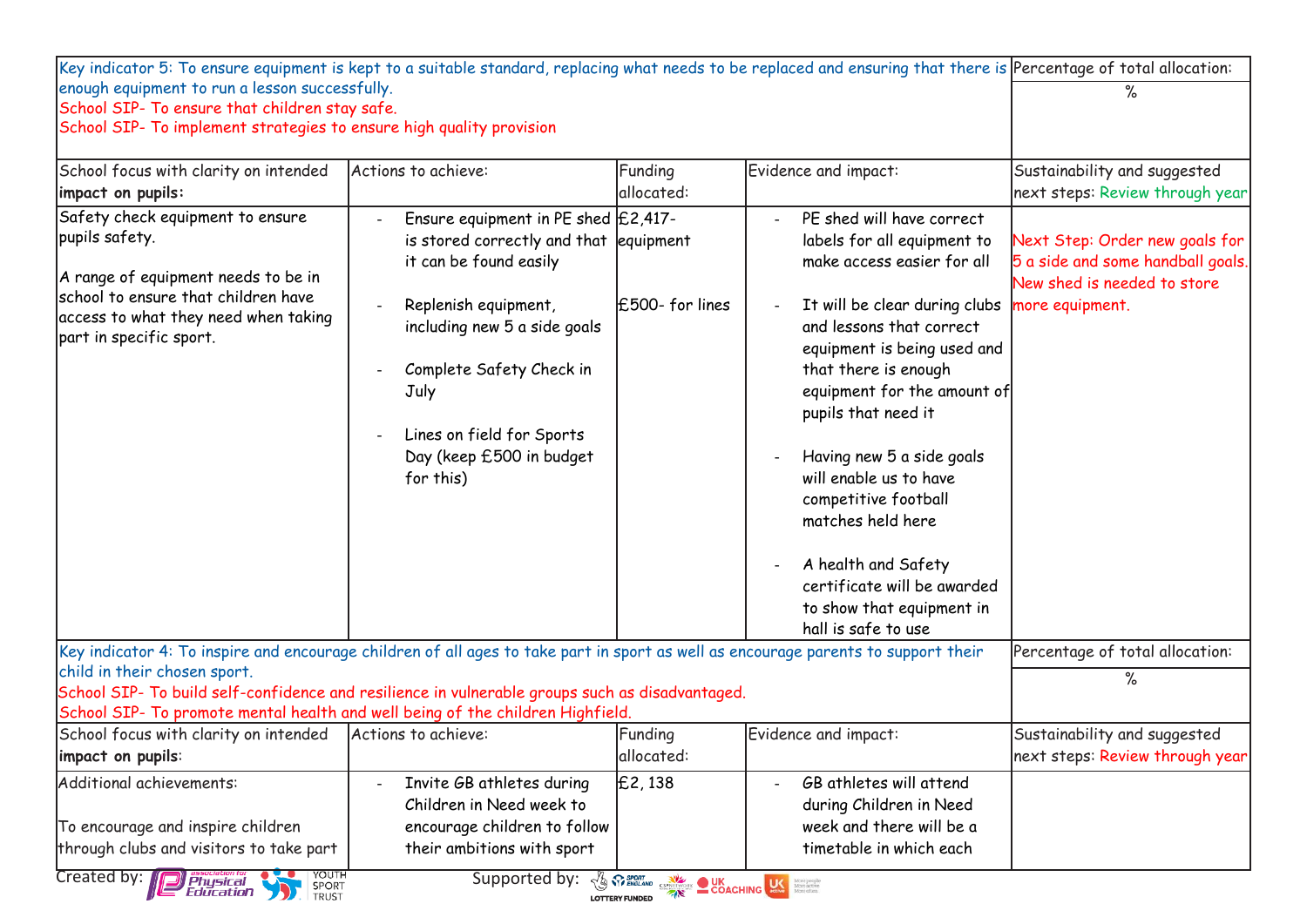| Key indicator 5: To ensure equipment is kept to a suitable standard, replacing what needs to be replaced and ensuring that there is enough equipment to run a lesson successfully.<br>School SIP- To ensure that children stay safe.<br>School SIP- To implement strategies to ensure high quality provision | | | | Percentage of total allocation:<br>% |
|---|---|---|---|---|
| School focus with clarity on intended **impact on pupils:** | Actions to achieve: | Funding allocated: | Evidence and impact: | Sustainability and suggested next steps: Review through year |
| Safety check equipment to ensure pupils safety.<br><br>A range of equipment needs to be in school to ensure that children have access to what they need when taking part in specific sport. | - Ensure equipment in PE shed is stored correctly and that it can be found easily<br><br>- Replenish equipment, including new 5 a side goals<br><br>- Complete Safety Check in July<br><br>- Lines on field for Sports Day (keep £500 in budget for this) | £2,417- equipment<br><br>£500- for lines | - PE shed will have correct labels for all equipment to make access easier for all<br><br>- It will be clear during clubs and lessons that correct equipment is being used and that there is enough equipment for the amount of pupils that need it<br><br>- Having new 5 a side goals will enable us to have competitive football matches held here<br><br>- A health and Safety certificate will be awarded to show that equipment in hall is safe to use | Next Step: Order new goals for 5 a side and some handball goals. New shed is needed to store more equipment. |

| Key indicator 4: To inspire and encourage children of all ages to take part in sport as well as encourage parents to support their child in their chosen sport.<br>School SIP- To build self-confidence and resilience in vulnerable groups such as disadvantaged.<br>School SIP- To promote mental health and well being of the children Highfield. | | | | Percentage of total allocation:<br>% |
|---|---|---|---|---|
| School focus with clarity on intended **impact on pupils**: | Actions to achieve: | Funding allocated: | Evidence and impact: | Sustainability and suggested next steps: Review through year |
| Additional achievements:<br><br>To encourage and inspire children through clubs and visitors to take part | - Invite GB athletes during Children in Need week to encourage children to follow their ambitions with sport | £2, 138 | - GB athletes will attend during Children in Need week and there will be a timetable in which each | |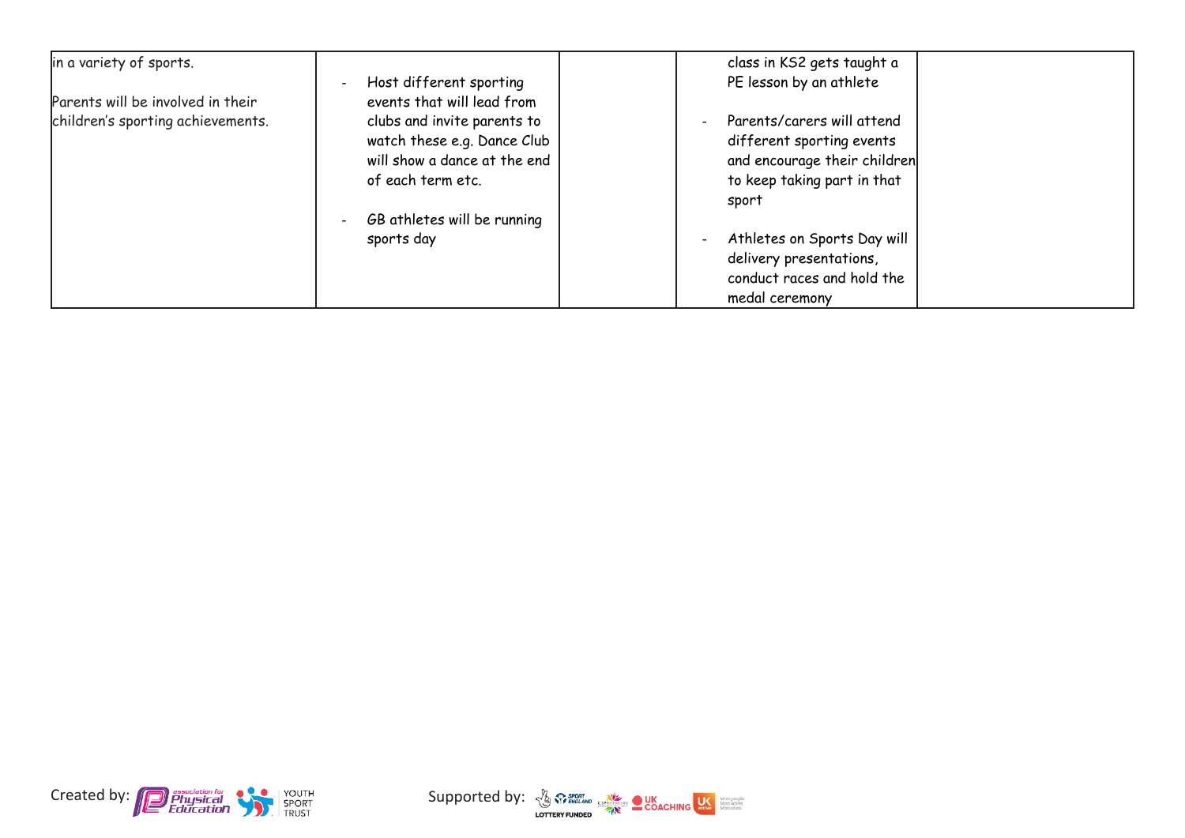| | | | | |
|---|---|---|---|---|
| in a variety of sports.<br><br>Parents will be involved in their children's sporting achievements. | - Host different sporting events that will lead from clubs and invite parents to watch these e.g. Dance Club will show a dance at the end of each term etc.<br><br>- GB athletes will be running sports day | | class in KS2 gets taught a PE lesson by an athlete<br><br>- Parents/carers will attend different sporting events and encourage their children to keep taking part in that sport<br><br>- Athletes on Sports Day will delivery presentations, conduct races and hold the medal ceremony | |

Created by: association for Physical Education, YOUTH SPORT TRUST

Supported by: LOTTERY FUNDED, SPORT ENGLAND, CSPNETWORK, UK COACHING, UK active